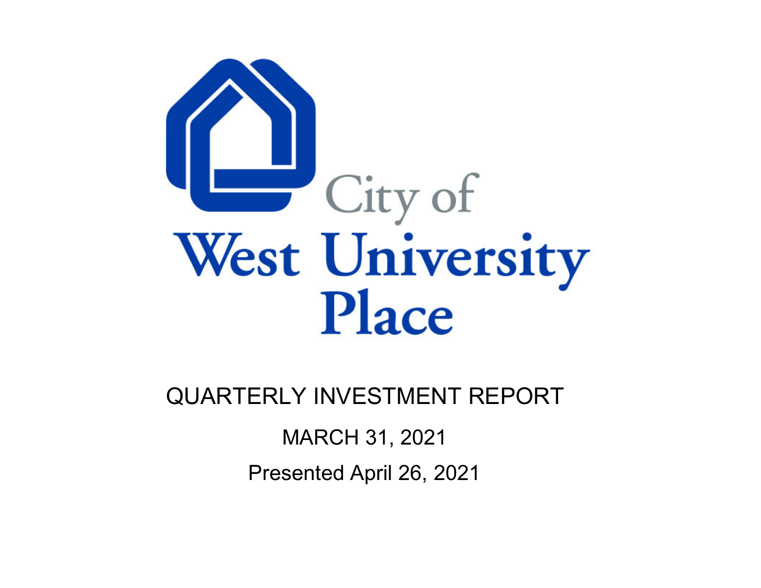City of
West University Place

# QUARTERLY INVESTMENT REPORT

MARCH 31, 2021

Presented April 26, 2021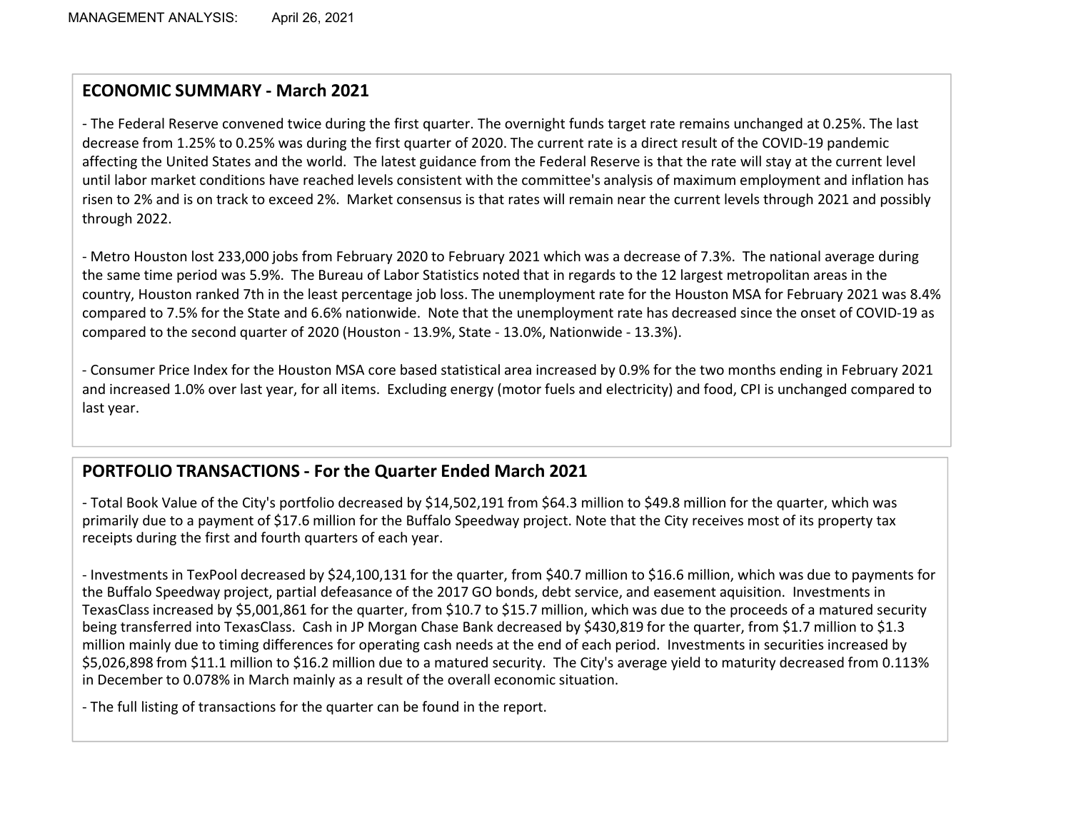MANAGEMENT ANALYSIS: April 26, 2021

## ECONOMIC SUMMARY - March 2021

- The Federal Reserve convened twice during the first quarter. The overnight funds target rate remains unchanged at 0.25%. The last decrease from 1.25% to 0.25% was during the first quarter of 2020. The current rate is a direct result of the COVID-19 pandemic affecting the United States and the world. The latest guidance from the Federal Reserve is that the rate will stay at the current level until labor market conditions have reached levels consistent with the committee's analysis of maximum employment and inflation has risen to 2% and is on track to exceed 2%. Market consensus is that rates will remain near the current levels through 2021 and possibly through 2022.

- Metro Houston lost 233,000 jobs from February 2020 to February 2021 which was a decrease of 7.3%. The national average during the same time period was 5.9%. The Bureau of Labor Statistics noted that in regards to the 12 largest metropolitan areas in the country, Houston ranked 7th in the least percentage job loss. The unemployment rate for the Houston MSA for February 2021 was 8.4% compared to 7.5% for the State and 6.6% nationwide. Note that the unemployment rate has decreased since the onset of COVID-19 as compared to the second quarter of 2020 (Houston - 13.9%, State - 13.0%, Nationwide - 13.3%).

- Consumer Price Index for the Houston MSA core based statistical area increased by 0.9% for the two months ending in February 2021 and increased 1.0% over last year, for all items. Excluding energy (motor fuels and electricity) and food, CPI is unchanged compared to last year.

## PORTFOLIO TRANSACTIONS - For the Quarter Ended March 2021

- Total Book Value of the City's portfolio decreased by $14,502,191 from $64.3 million to $49.8 million for the quarter, which was primarily due to a payment of $17.6 million for the Buffalo Speedway project. Note that the City receives most of its property tax receipts during the first and fourth quarters of each year.

- Investments in TexPool decreased by $24,100,131 for the quarter, from $40.7 million to $16.6 million, which was due to payments for the Buffalo Speedway project, partial defeasance of the 2017 GO bonds, debt service, and easement aquisition. Investments in TexasClass increased by $5,001,861 for the quarter, from $10.7 to $15.7 million, which was due to the proceeds of a matured security being transferred into TexasClass. Cash in JP Morgan Chase Bank decreased by $430,819 for the quarter, from $1.7 million to $1.3 million mainly due to timing differences for operating cash needs at the end of each period. Investments in securities increased by $5,026,898 from $11.1 million to $16.2 million due to a matured security. The City's average yield to maturity decreased from 0.113% in December to 0.078% in March mainly as a result of the overall economic situation.

- The full listing of transactions for the quarter can be found in the report.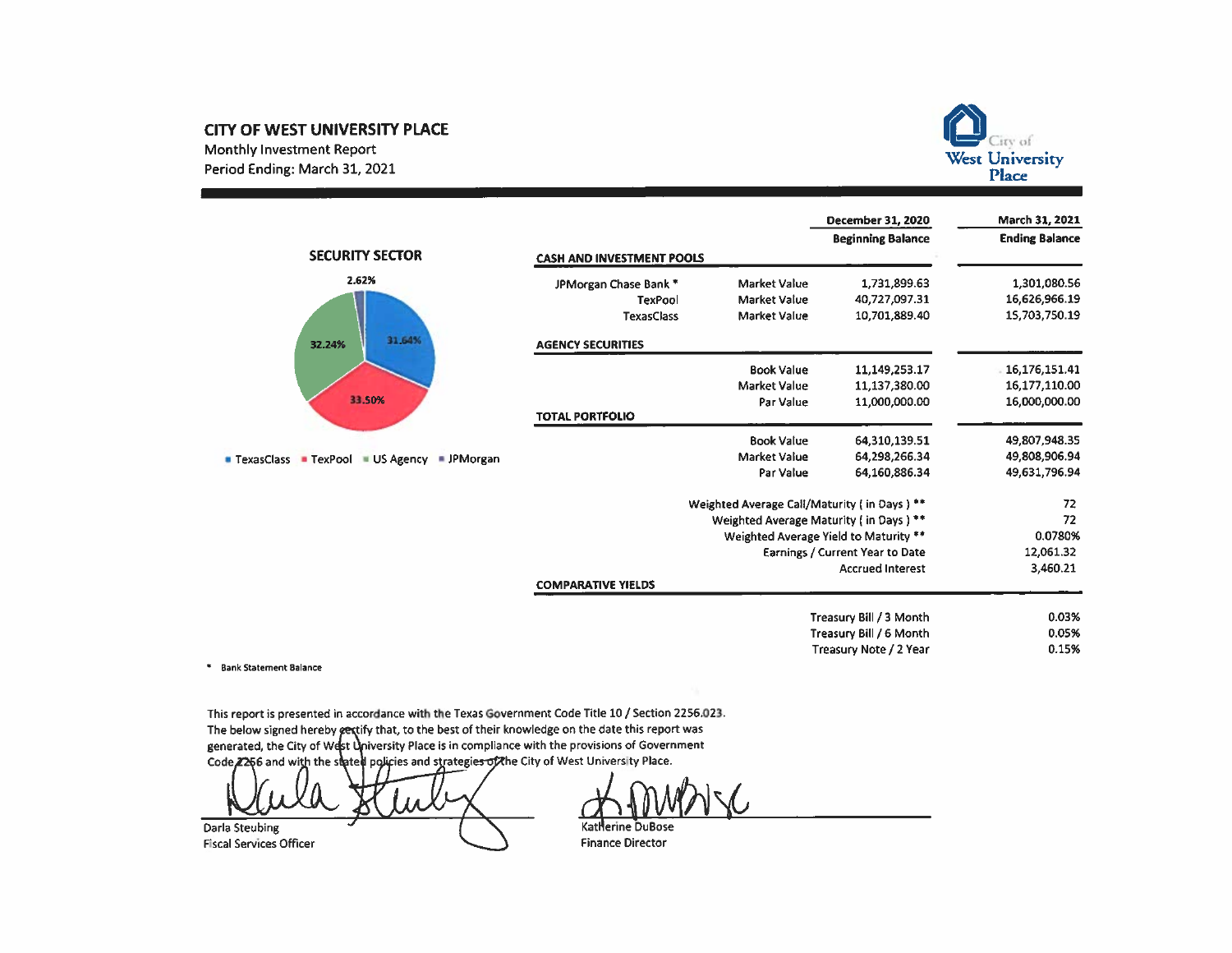# CITY OF WEST UNIVERSITY PLACE

Monthly Investment Report
Period Ending: March 31, 2021

City of West University Place

**SECURITY SECTOR**

- TexasClass: 31.64%
- TexPool: 33.50%
- US Agency: 32.24%
- JPMorgan: 2.62%

| | | December 31, 2020 Beginning Balance | March 31, 2021 Ending Balance |
|---|---|---|---|
| **CASH AND INVESTMENT POOLS** | | | |
| JPMorgan Chase Bank * | Market Value | 1,731,899.63 | 1,301,080.56 |
| TexPool | Market Value | 40,727,097.31 | 16,626,966.19 |
| TexasClass | Market Value | 10,701,889.40 | 15,703,750.19 |
| **AGENCY SECURITIES** | | | |
| | Book Value | 11,149,253.17 | 16,176,151.41 |
| | Market Value | 11,137,380.00 | 16,177,110.00 |
| | Par Value | 11,000,000.00 | 16,000,000.00 |
| **TOTAL PORTFOLIO** | | | |
| | Book Value | 64,310,139.51 | 49,807,948.35 |
| | Market Value | 64,298,266.34 | 49,808,906.94 |
| | Par Value | 64,160,886.34 | 49,631,796.94 |
| | Weighted Average Call/Maturity ( in Days ) ** | | 72 |
| | Weighted Average Maturity ( in Days ) ** | | 72 |
| | Weighted Average Yield to Maturity ** | | 0.0780% |
| | Earnings / Current Year to Date | | 12,061.32 |
| | Accrued Interest | | 3,460.21 |
| **COMPARATIVE YIELDS** | | | |
| | Treasury Bill / 3 Month | | 0.03% |
| | Treasury Bill / 6 Month | | 0.05% |
| | Treasury Note / 2 Year | | 0.15% |

\* Bank Statement Balance

This report is presented in accordance with the Texas Government Code Title 10 / Section 2256.023. The below signed hereby certify that, to the best of their knowledge on the date this report was generated, the City of West University Place is in compliance with the provisions of Government Code 2256 and with the stated policies and strategies of the City of West University Place.

Darla Steubing
Fiscal Services Officer

Katherine DuBose
Finance Director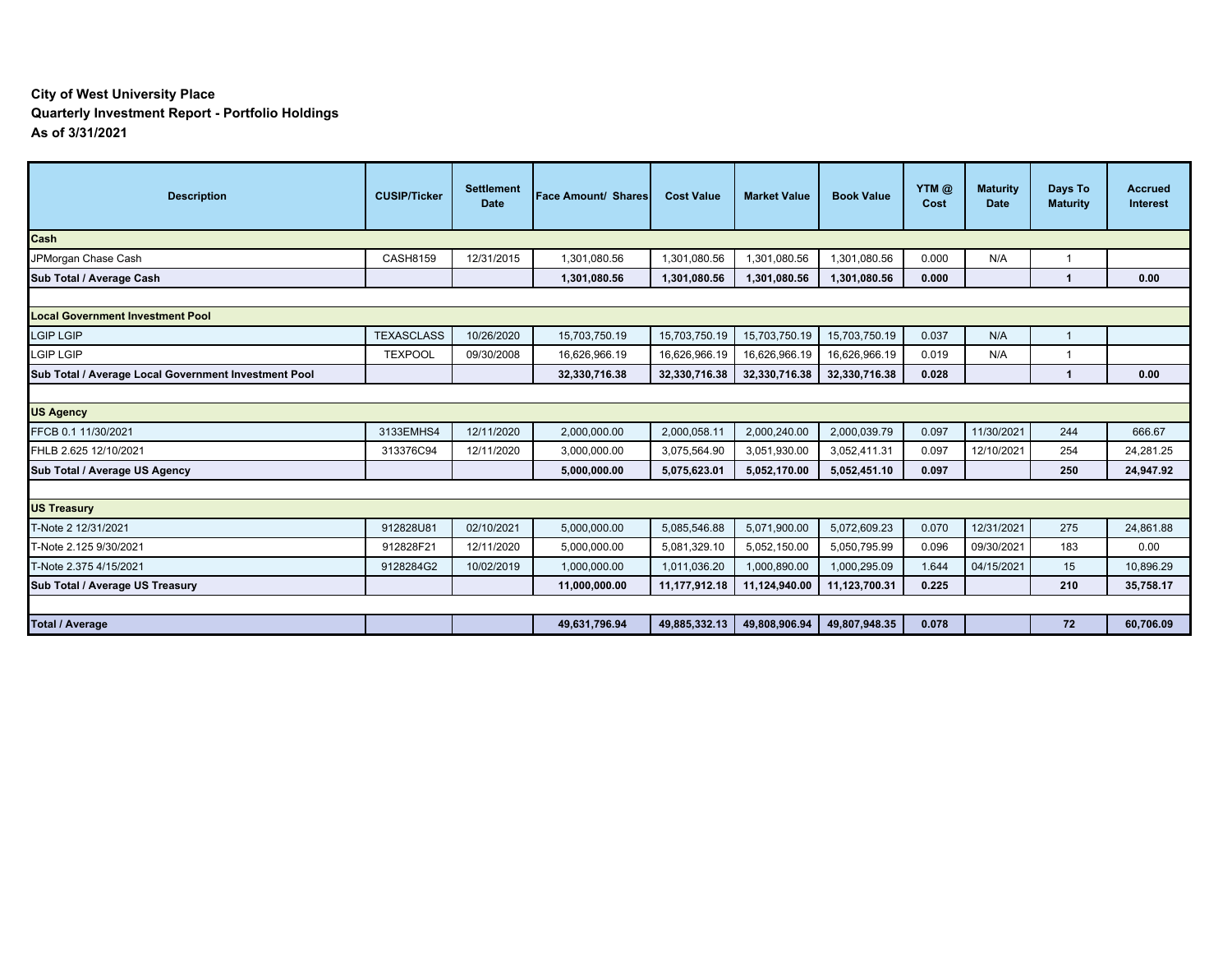**City of West University Place**
**Quarterly Investment Report - Portfolio Holdings**
**As of 3/31/2021**

| Description | CUSIP/Ticker | Settlement Date | Face Amount/ Shares | Cost Value | Market Value | Book Value | YTM @ Cost | Maturity Date | Days To Maturity | Accrued Interest |
|---|---|---|---|---|---|---|---|---|---|---|
| **Cash** | | | | | | | | | | |
| JPMorgan Chase Cash | CASH8159 | 12/31/2015 | 1,301,080.56 | 1,301,080.56 | 1,301,080.56 | 1,301,080.56 | 0.000 | N/A | 1 | |
| **Sub Total / Average Cash** | | | **1,301,080.56** | **1,301,080.56** | **1,301,080.56** | **1,301,080.56** | **0.000** | | **1** | **0.00** |
| | | | | | | | | | | |
| **Local Government Investment Pool** | | | | | | | | | | |
| LGIP LGIP | TEXASCLASS | 10/26/2020 | 15,703,750.19 | 15,703,750.19 | 15,703,750.19 | 15,703,750.19 | 0.037 | N/A | 1 | |
| LGIP LGIP | TEXPOOL | 09/30/2008 | 16,626,966.19 | 16,626,966.19 | 16,626,966.19 | 16,626,966.19 | 0.019 | N/A | 1 | |
| **Sub Total / Average Local Government Investment Pool** | | | **32,330,716.38** | **32,330,716.38** | **32,330,716.38** | **32,330,716.38** | **0.028** | | **1** | **0.00** |
| | | | | | | | | | | |
| **US Agency** | | | | | | | | | | |
| FFCB 0.1 11/30/2021 | 3133EMHS4 | 12/11/2020 | 2,000,000.00 | 2,000,058.11 | 2,000,240.00 | 2,000,039.79 | 0.097 | 11/30/2021 | 244 | 666.67 |
| FHLB 2.625 12/10/2021 | 313376C94 | 12/11/2020 | 3,000,000.00 | 3,075,564.90 | 3,051,930.00 | 3,052,411.31 | 0.097 | 12/10/2021 | 254 | 24,281.25 |
| **Sub Total / Average US Agency** | | | **5,000,000.00** | **5,075,623.01** | **5,052,170.00** | **5,052,451.10** | **0.097** | | **250** | **24,947.92** |
| | | | | | | | | | | |
| **US Treasury** | | | | | | | | | | |
| T-Note 2 12/31/2021 | 912828U81 | 02/10/2021 | 5,000,000.00 | 5,085,546.88 | 5,071,900.00 | 5,072,609.23 | 0.070 | 12/31/2021 | 275 | 24,861.88 |
| T-Note 2.125 9/30/2021 | 912828F21 | 12/11/2020 | 5,000,000.00 | 5,081,329.10 | 5,052,150.00 | 5,050,795.99 | 0.096 | 09/30/2021 | 183 | 0.00 |
| T-Note 2.375 4/15/2021 | 9128284G2 | 10/02/2019 | 1,000,000.00 | 1,011,036.20 | 1,000,890.00 | 1,000,295.09 | 1.644 | 04/15/2021 | 15 | 10,896.29 |
| **Sub Total / Average US Treasury** | | | **11,000,000.00** | **11,177,912.18** | **11,124,940.00** | **11,123,700.31** | **0.225** | | **210** | **35,758.17** |
| | | | | | | | | | | |
| **Total / Average** | | | **49,631,796.94** | **49,885,332.13** | **49,808,906.94** | **49,807,948.35** | **0.078** | | **72** | **60,706.09** |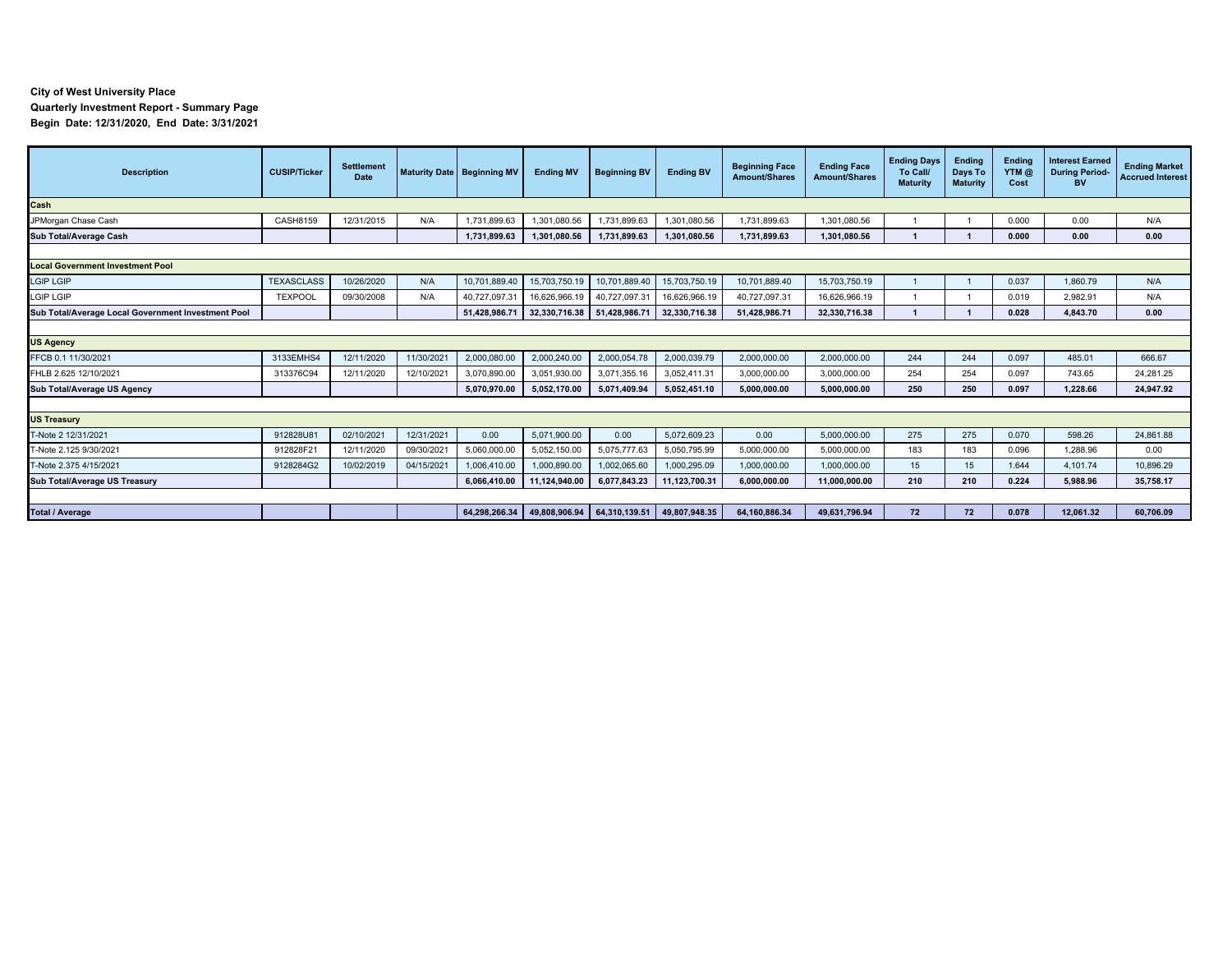**City of West University Place**
**Quarterly Investment Report - Summary Page**
**Begin Date: 12/31/2020, End Date: 3/31/2021**

| Description | CUSIP/Ticker | Settlement Date | Maturity Date | Beginning MV | Ending MV | Beginning BV | Ending BV | Beginning Face Amount/Shares | Ending Face Amount/Shares | Ending Days To Call/ Maturity | Ending Days To Maturity | Ending YTM @ Cost | Interest Earned During Period-BV | Ending Market Accrued Interest |
|---|---|---|---|---|---|---|---|---|---|---|---|---|---|---|
| **Cash** | | | | | | | | | | | | | | |
| JPMorgan Chase Cash | CASH8159 | 12/31/2015 | N/A | 1,731,899.63 | 1,301,080.56 | 1,731,899.63 | 1,301,080.56 | 1,731,899.63 | 1,301,080.56 | 1 | 1 | 0.000 | 0.00 | N/A |
| **Sub Total/Average Cash** | | | | **1,731,899.63** | **1,301,080.56** | **1,731,899.63** | **1,301,080.56** | **1,731,899.63** | **1,301,080.56** | **1** | **1** | **0.000** | **0.00** | **0.00** |
| | | | | | | | | | | | | | | |
| **Local Government Investment Pool** | | | | | | | | | | | | | | |
| LGIP LGIP | TEXASCLASS | 10/26/2020 | N/A | 10,701,889.40 | 15,703,750.19 | 10,701,889.40 | 15,703,750.19 | 10,701,889.40 | 15,703,750.19 | 1 | 1 | 0.037 | 1,860.79 | N/A |
| LGIP LGIP | TEXPOOL | 09/30/2008 | N/A | 40,727,097.31 | 16,626,966.19 | 40,727,097.31 | 16,626,966.19 | 40,727,097.31 | 16,626,966.19 | 1 | 1 | 0.019 | 2,982.91 | N/A |
| **Sub Total/Average Local Government Investment Pool** | | | | **51,428,986.71** | **32,330,716.38** | **51,428,986.71** | **32,330,716.38** | **51,428,986.71** | **32,330,716.38** | **1** | **1** | **0.028** | **4,843.70** | **0.00** |
| | | | | | | | | | | | | | | |
| **US Agency** | | | | | | | | | | | | | | |
| FFCB 0.1 11/30/2021 | 3133EMHS4 | 12/11/2020 | 11/30/2021 | 2,000,080.00 | 2,000,240.00 | 2,000,054.78 | 2,000,039.79 | 2,000,000.00 | 2,000,000.00 | 244 | 244 | 0.097 | 485.01 | 666.67 |
| FHLB 2.625 12/10/2021 | 313376C94 | 12/11/2020 | 12/10/2021 | 3,070,890.00 | 3,051,930.00 | 3,071,355.16 | 3,052,411.31 | 3,000,000.00 | 3,000,000.00 | 254 | 254 | 0.097 | 743.65 | 24,281.25 |
| **Sub Total/Average US Agency** | | | | **5,070,970.00** | **5,052,170.00** | **5,071,409.94** | **5,052,451.10** | **5,000,000.00** | **5,000,000.00** | **250** | **250** | **0.097** | **1,228.66** | **24,947.92** |
| | | | | | | | | | | | | | | |
| **US Treasury** | | | | | | | | | | | | | | |
| T-Note 2 12/31/2021 | 912828U81 | 02/10/2021 | 12/31/2021 | 0.00 | 5,071,900.00 | 0.00 | 5,072,609.23 | 0.00 | 5,000,000.00 | 275 | 275 | 0.070 | 598.26 | 24,861.88 |
| T-Note 2.125 9/30/2021 | 912828F21 | 12/11/2020 | 09/30/2021 | 5,060,000.00 | 5,052,150.00 | 5,075,777.63 | 5,050,795.99 | 5,000,000.00 | 5,000,000.00 | 183 | 183 | 0.096 | 1,288.96 | 0.00 |
| T-Note 2.375 4/15/2021 | 9128284G2 | 10/02/2019 | 04/15/2021 | 1,006,410.00 | 1,000,890.00 | 1,002,065.60 | 1,000,295.09 | 1,000,000.00 | 1,000,000.00 | 15 | 15 | 1.644 | 4,101.74 | 10,896.29 |
| **Sub Total/Average US Treasury** | | | | **6,066,410.00** | **11,124,940.00** | **6,077,843.23** | **11,123,700.31** | **6,000,000.00** | **11,000,000.00** | **210** | **210** | **0.224** | **5,988.96** | **35,758.17** |
| | | | | | | | | | | | | | | |
| **Total / Average** | | | | **64,298,266.34** | **49,808,906.94** | **64,310,139.51** | **49,807,948.35** | **64,160,886.34** | **49,631,796.94** | **72** | **72** | **0.078** | **12,061.32** | **60,706.09** |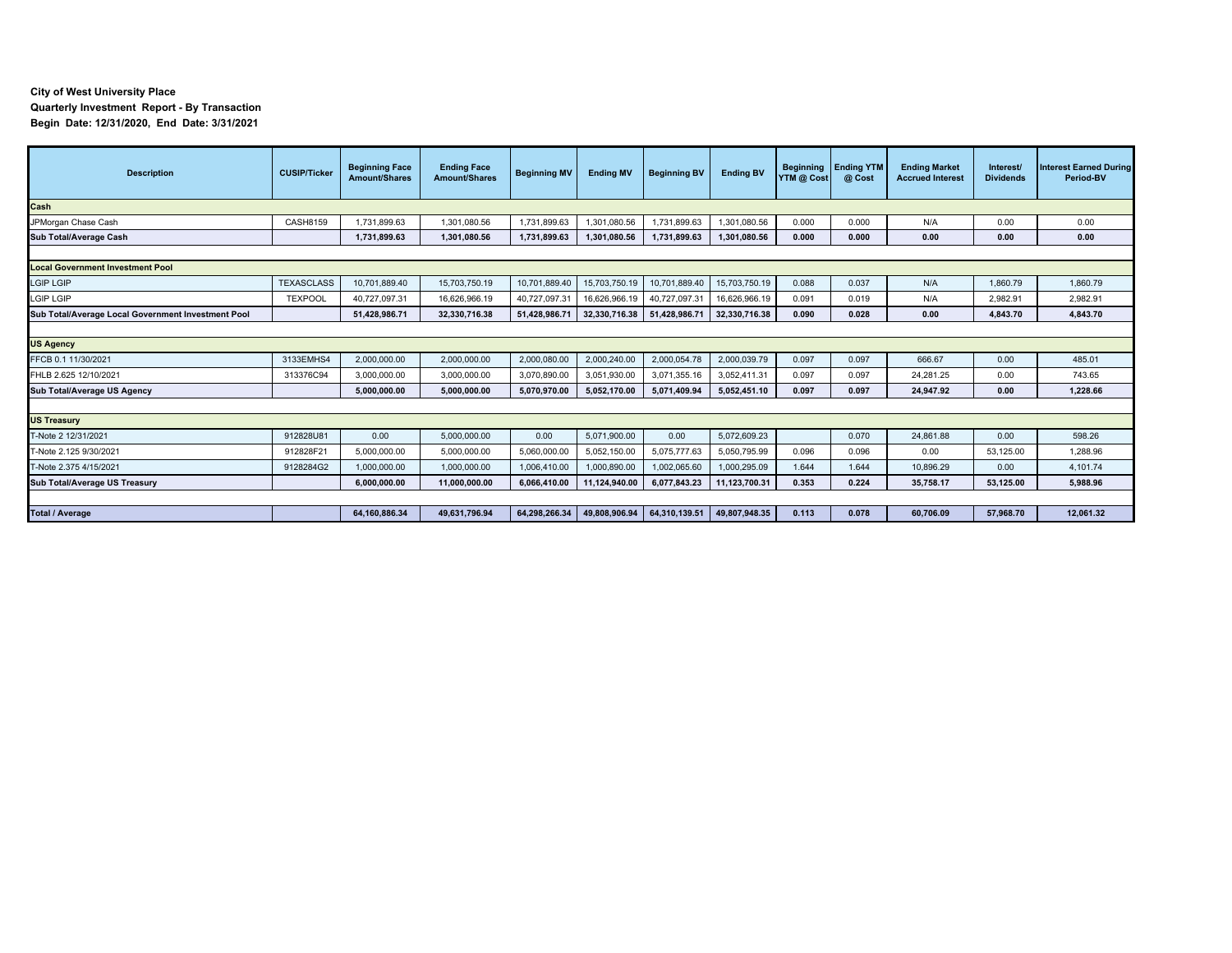**City of West University Place**
**Quarterly Investment Report - By Transaction**
**Begin Date: 12/31/2020, End Date: 3/31/2021**

| Description | CUSIP/Ticker | Beginning Face Amount/Shares | Ending Face Amount/Shares | Beginning MV | Ending MV | Beginning BV | Ending BV | Beginning YTM @ Cost | Ending YTM @ Cost | Ending Market Accrued Interest | Interest/ Dividends | Interest Earned During Period-BV |
|---|---|---|---|---|---|---|---|---|---|---|---|---|
| **Cash** | | | | | | | | | | | | |
| JPMorgan Chase Cash | CASH8159 | 1,731,899.63 | 1,301,080.56 | 1,731,899.63 | 1,301,080.56 | 1,731,899.63 | 1,301,080.56 | 0.000 | 0.000 | N/A | 0.00 | 0.00 |
| **Sub Total/Average Cash** | | **1,731,899.63** | **1,301,080.56** | **1,731,899.63** | **1,301,080.56** | **1,731,899.63** | **1,301,080.56** | **0.000** | **0.000** | **0.00** | **0.00** | **0.00** |
| **Local Government Investment Pool** | | | | | | | | | | | | |
| LGIP LGIP | TEXASCLASS | 10,701,889.40 | 15,703,750.19 | 10,701,889.40 | 15,703,750.19 | 10,701,889.40 | 15,703,750.19 | 0.088 | 0.037 | N/A | 1,860.79 | 1,860.79 |
| LGIP LGIP | TEXPOOL | 40,727,097.31 | 16,626,966.19 | 40,727,097.31 | 16,626,966.19 | 40,727,097.31 | 16,626,966.19 | 0.091 | 0.019 | N/A | 2,982.91 | 2,982.91 |
| **Sub Total/Average Local Government Investment Pool** | | **51,428,986.71** | **32,330,716.38** | **51,428,986.71** | **32,330,716.38** | **51,428,986.71** | **32,330,716.38** | **0.090** | **0.028** | **0.00** | **4,843.70** | **4,843.70** |
| **US Agency** | | | | | | | | | | | | |
| FFCB 0.1 11/30/2021 | 3133EMHS4 | 2,000,000.00 | 2,000,000.00 | 2,000,080.00 | 2,000,240.00 | 2,000,054.78 | 2,000,039.79 | 0.097 | 0.097 | 666.67 | 0.00 | 485.01 |
| FHLB 2.625 12/10/2021 | 313376C94 | 3,000,000.00 | 3,000,000.00 | 3,070,890.00 | 3,051,930.00 | 3,071,355.16 | 3,052,411.31 | 0.097 | 0.097 | 24,281.25 | 0.00 | 743.65 |
| **Sub Total/Average US Agency** | | **5,000,000.00** | **5,000,000.00** | **5,070,970.00** | **5,052,170.00** | **5,071,409.94** | **5,052,451.10** | **0.097** | **0.097** | **24,947.92** | **0.00** | **1,228.66** |
| **US Treasury** | | | | | | | | | | | | |
| T-Note 2 12/31/2021 | 912828U81 | 0.00 | 5,000,000.00 | 0.00 | 5,071,900.00 | 0.00 | 5,072,609.23 | | 0.070 | 24,861.88 | 0.00 | 598.26 |
| T-Note 2.125 9/30/2021 | 912828F21 | 5,000,000.00 | 5,000,000.00 | 5,060,000.00 | 5,052,150.00 | 5,075,777.63 | 5,050,795.99 | 0.096 | 0.096 | 0.00 | 53,125.00 | 1,288.96 |
| T-Note 2.375 4/15/2021 | 9128284G2 | 1,000,000.00 | 1,000,000.00 | 1,006,410.00 | 1,000,890.00 | 1,002,065.60 | 1,000,295.09 | 1.644 | 1.644 | 10,896.29 | 0.00 | 4,101.74 |
| **Sub Total/Average US Treasury** | | **6,000,000.00** | **11,000,000.00** | **6,066,410.00** | **11,124,940.00** | **6,077,843.23** | **11,123,700.31** | **0.353** | **0.224** | **35,758.17** | **53,125.00** | **5,988.96** |
| **Total / Average** | | **64,160,886.34** | **49,631,796.94** | **64,298,266.34** | **49,808,906.94** | **64,310,139.51** | **49,807,948.35** | **0.113** | **0.078** | **60,706.09** | **57,968.70** | **12,061.32** |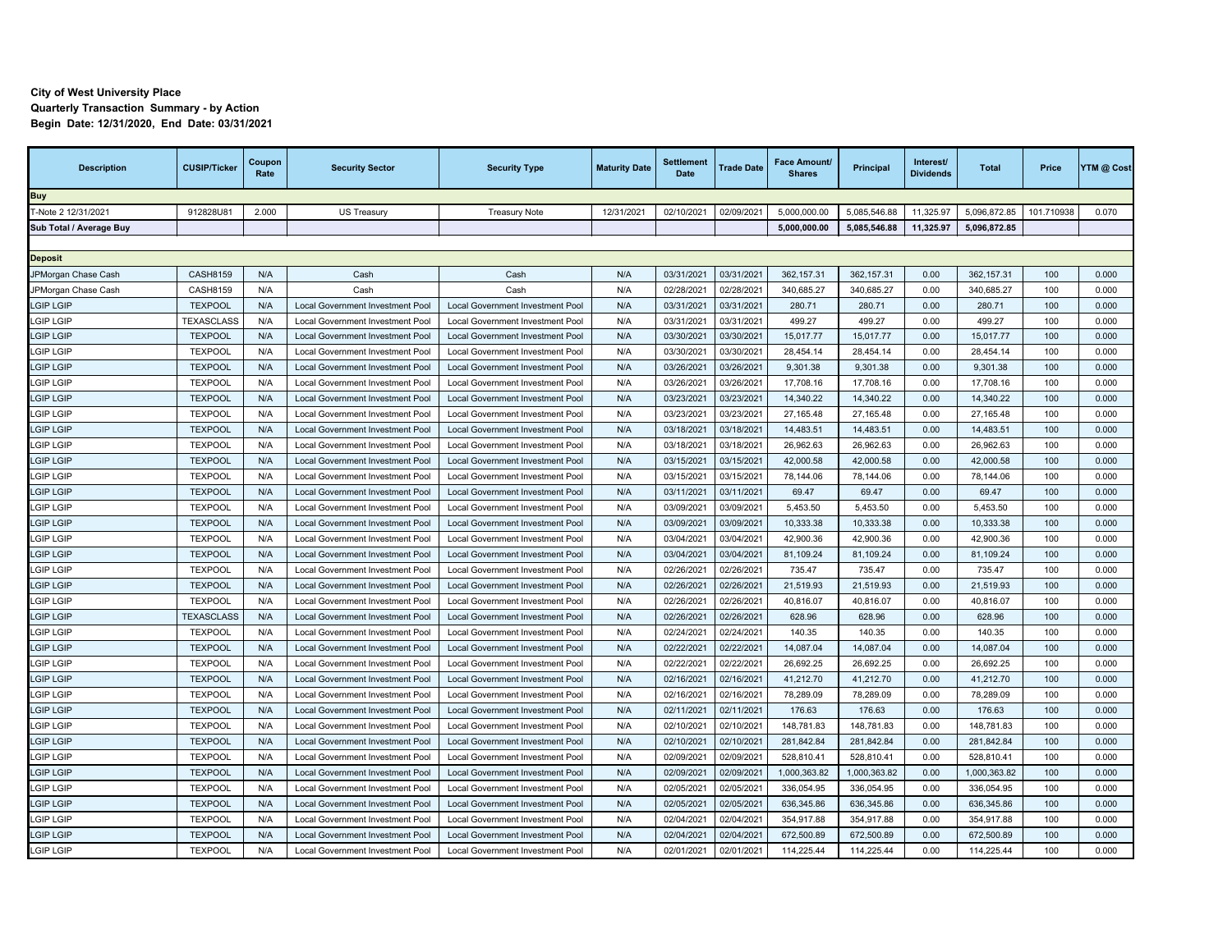**City of West University Place**
**Quarterly Transaction Summary - by Action**
**Begin Date: 12/31/2020, End Date: 03/31/2021**

| Description | CUSIP/Ticker | Coupon Rate | Security Sector | Security Type | Maturity Date | Settlement Date | Trade Date | Face Amount/ Shares | Principal | Interest/ Dividends | Total | Price | YTM @ Cost |
|---|---|---|---|---|---|---|---|---|---|---|---|---|---|
| **Buy** | | | | | | | | | | | | | |
| T-Note 2 12/31/2021 | 912828U81 | 2.000 | US Treasury | Treasury Note | 12/31/2021 | 02/10/2021 | 02/09/2021 | 5,000,000.00 | 5,085,546.88 | 11,325.97 | 5,096,872.85 | 101.710938 | 0.070 |
| **Sub Total / Average Buy** | | | | | | | | **5,000,000.00** | **5,085,546.88** | **11,325.97** | **5,096,872.85** | | |
| | | | | | | | | | | | | | |
| **Deposit** | | | | | | | | | | | | | |
| JPMorgan Chase Cash | CASH8159 | N/A | Cash | Cash | N/A | 03/31/2021 | 03/31/2021 | 362,157.31 | 362,157.31 | 0.00 | 362,157.31 | 100 | 0.000 |
| JPMorgan Chase Cash | CASH8159 | N/A | Cash | Cash | N/A | 02/28/2021 | 02/28/2021 | 340,685.27 | 340,685.27 | 0.00 | 340,685.27 | 100 | 0.000 |
| LGIP LGIP | TEXPOOL | N/A | Local Government Investment Pool | Local Government Investment Pool | N/A | 03/31/2021 | 03/31/2021 | 280.71 | 280.71 | 0.00 | 280.71 | 100 | 0.000 |
| LGIP LGIP | TEXASCLASS | N/A | Local Government Investment Pool | Local Government Investment Pool | N/A | 03/31/2021 | 03/31/2021 | 499.27 | 499.27 | 0.00 | 499.27 | 100 | 0.000 |
| LGIP LGIP | TEXPOOL | N/A | Local Government Investment Pool | Local Government Investment Pool | N/A | 03/30/2021 | 03/30/2021 | 15,017.77 | 15,017.77 | 0.00 | 15,017.77 | 100 | 0.000 |
| LGIP LGIP | TEXPOOL | N/A | Local Government Investment Pool | Local Government Investment Pool | N/A | 03/30/2021 | 03/30/2021 | 28,454.14 | 28,454.14 | 0.00 | 28,454.14 | 100 | 0.000 |
| LGIP LGIP | TEXPOOL | N/A | Local Government Investment Pool | Local Government Investment Pool | N/A | 03/26/2021 | 03/26/2021 | 9,301.38 | 9,301.38 | 0.00 | 9,301.38 | 100 | 0.000 |
| LGIP LGIP | TEXPOOL | N/A | Local Government Investment Pool | Local Government Investment Pool | N/A | 03/26/2021 | 03/26/2021 | 17,708.16 | 17,708.16 | 0.00 | 17,708.16 | 100 | 0.000 |
| LGIP LGIP | TEXPOOL | N/A | Local Government Investment Pool | Local Government Investment Pool | N/A | 03/23/2021 | 03/23/2021 | 14,340.22 | 14,340.22 | 0.00 | 14,340.22 | 100 | 0.000 |
| LGIP LGIP | TEXPOOL | N/A | Local Government Investment Pool | Local Government Investment Pool | N/A | 03/23/2021 | 03/23/2021 | 27,165.48 | 27,165.48 | 0.00 | 27,165.48 | 100 | 0.000 |
| LGIP LGIP | TEXPOOL | N/A | Local Government Investment Pool | Local Government Investment Pool | N/A | 03/18/2021 | 03/18/2021 | 14,483.51 | 14,483.51 | 0.00 | 14,483.51 | 100 | 0.000 |
| LGIP LGIP | TEXPOOL | N/A | Local Government Investment Pool | Local Government Investment Pool | N/A | 03/18/2021 | 03/18/2021 | 26,962.63 | 26,962.63 | 0.00 | 26,962.63 | 100 | 0.000 |
| LGIP LGIP | TEXPOOL | N/A | Local Government Investment Pool | Local Government Investment Pool | N/A | 03/15/2021 | 03/15/2021 | 42,000.58 | 42,000.58 | 0.00 | 42,000.58 | 100 | 0.000 |
| LGIP LGIP | TEXPOOL | N/A | Local Government Investment Pool | Local Government Investment Pool | N/A | 03/15/2021 | 03/15/2021 | 78,144.06 | 78,144.06 | 0.00 | 78,144.06 | 100 | 0.000 |
| LGIP LGIP | TEXPOOL | N/A | Local Government Investment Pool | Local Government Investment Pool | N/A | 03/11/2021 | 03/11/2021 | 69.47 | 69.47 | 0.00 | 69.47 | 100 | 0.000 |
| LGIP LGIP | TEXPOOL | N/A | Local Government Investment Pool | Local Government Investment Pool | N/A | 03/09/2021 | 03/09/2021 | 5,453.50 | 5,453.50 | 0.00 | 5,453.50 | 100 | 0.000 |
| LGIP LGIP | TEXPOOL | N/A | Local Government Investment Pool | Local Government Investment Pool | N/A | 03/09/2021 | 03/09/2021 | 10,333.38 | 10,333.38 | 0.00 | 10,333.38 | 100 | 0.000 |
| LGIP LGIP | TEXPOOL | N/A | Local Government Investment Pool | Local Government Investment Pool | N/A | 03/04/2021 | 03/04/2021 | 42,900.36 | 42,900.36 | 0.00 | 42,900.36 | 100 | 0.000 |
| LGIP LGIP | TEXPOOL | N/A | Local Government Investment Pool | Local Government Investment Pool | N/A | 03/04/2021 | 03/04/2021 | 81,109.24 | 81,109.24 | 0.00 | 81,109.24 | 100 | 0.000 |
| LGIP LGIP | TEXPOOL | N/A | Local Government Investment Pool | Local Government Investment Pool | N/A | 02/26/2021 | 02/26/2021 | 735.47 | 735.47 | 0.00 | 735.47 | 100 | 0.000 |
| LGIP LGIP | TEXPOOL | N/A | Local Government Investment Pool | Local Government Investment Pool | N/A | 02/26/2021 | 02/26/2021 | 21,519.93 | 21,519.93 | 0.00 | 21,519.93 | 100 | 0.000 |
| LGIP LGIP | TEXPOOL | N/A | Local Government Investment Pool | Local Government Investment Pool | N/A | 02/26/2021 | 02/26/2021 | 40,816.07 | 40,816.07 | 0.00 | 40,816.07 | 100 | 0.000 |
| LGIP LGIP | TEXASCLASS | N/A | Local Government Investment Pool | Local Government Investment Pool | N/A | 02/26/2021 | 02/26/2021 | 628.96 | 628.96 | 0.00 | 628.96 | 100 | 0.000 |
| LGIP LGIP | TEXPOOL | N/A | Local Government Investment Pool | Local Government Investment Pool | N/A | 02/24/2021 | 02/24/2021 | 140.35 | 140.35 | 0.00 | 140.35 | 100 | 0.000 |
| LGIP LGIP | TEXPOOL | N/A | Local Government Investment Pool | Local Government Investment Pool | N/A | 02/22/2021 | 02/22/2021 | 14,087.04 | 14,087.04 | 0.00 | 14,087.04 | 100 | 0.000 |
| LGIP LGIP | TEXPOOL | N/A | Local Government Investment Pool | Local Government Investment Pool | N/A | 02/22/2021 | 02/22/2021 | 26,692.25 | 26,692.25 | 0.00 | 26,692.25 | 100 | 0.000 |
| LGIP LGIP | TEXPOOL | N/A | Local Government Investment Pool | Local Government Investment Pool | N/A | 02/16/2021 | 02/16/2021 | 41,212.70 | 41,212.70 | 0.00 | 41,212.70 | 100 | 0.000 |
| LGIP LGIP | TEXPOOL | N/A | Local Government Investment Pool | Local Government Investment Pool | N/A | 02/16/2021 | 02/16/2021 | 78,289.09 | 78,289.09 | 0.00 | 78,289.09 | 100 | 0.000 |
| LGIP LGIP | TEXPOOL | N/A | Local Government Investment Pool | Local Government Investment Pool | N/A | 02/11/2021 | 02/11/2021 | 176.63 | 176.63 | 0.00 | 176.63 | 100 | 0.000 |
| LGIP LGIP | TEXPOOL | N/A | Local Government Investment Pool | Local Government Investment Pool | N/A | 02/10/2021 | 02/10/2021 | 148,781.83 | 148,781.83 | 0.00 | 148,781.83 | 100 | 0.000 |
| LGIP LGIP | TEXPOOL | N/A | Local Government Investment Pool | Local Government Investment Pool | N/A | 02/10/2021 | 02/10/2021 | 281,842.84 | 281,842.84 | 0.00 | 281,842.84 | 100 | 0.000 |
| LGIP LGIP | TEXPOOL | N/A | Local Government Investment Pool | Local Government Investment Pool | N/A | 02/09/2021 | 02/09/2021 | 528,810.41 | 528,810.41 | 0.00 | 528,810.41 | 100 | 0.000 |
| LGIP LGIP | TEXPOOL | N/A | Local Government Investment Pool | Local Government Investment Pool | N/A | 02/09/2021 | 02/09/2021 | 1,000,363.82 | 1,000,363.82 | 0.00 | 1,000,363.82 | 100 | 0.000 |
| LGIP LGIP | TEXPOOL | N/A | Local Government Investment Pool | Local Government Investment Pool | N/A | 02/05/2021 | 02/05/2021 | 336,054.95 | 336,054.95 | 0.00 | 336,054.95 | 100 | 0.000 |
| LGIP LGIP | TEXPOOL | N/A | Local Government Investment Pool | Local Government Investment Pool | N/A | 02/05/2021 | 02/05/2021 | 636,345.86 | 636,345.86 | 0.00 | 636,345.86 | 100 | 0.000 |
| LGIP LGIP | TEXPOOL | N/A | Local Government Investment Pool | Local Government Investment Pool | N/A | 02/04/2021 | 02/04/2021 | 354,917.88 | 354,917.88 | 0.00 | 354,917.88 | 100 | 0.000 |
| LGIP LGIP | TEXPOOL | N/A | Local Government Investment Pool | Local Government Investment Pool | N/A | 02/04/2021 | 02/04/2021 | 672,500.89 | 672,500.89 | 0.00 | 672,500.89 | 100 | 0.000 |
| LGIP LGIP | TEXPOOL | N/A | Local Government Investment Pool | Local Government Investment Pool | N/A | 02/01/2021 | 02/01/2021 | 114,225.44 | 114,225.44 | 0.00 | 114,225.44 | 100 | 0.000 |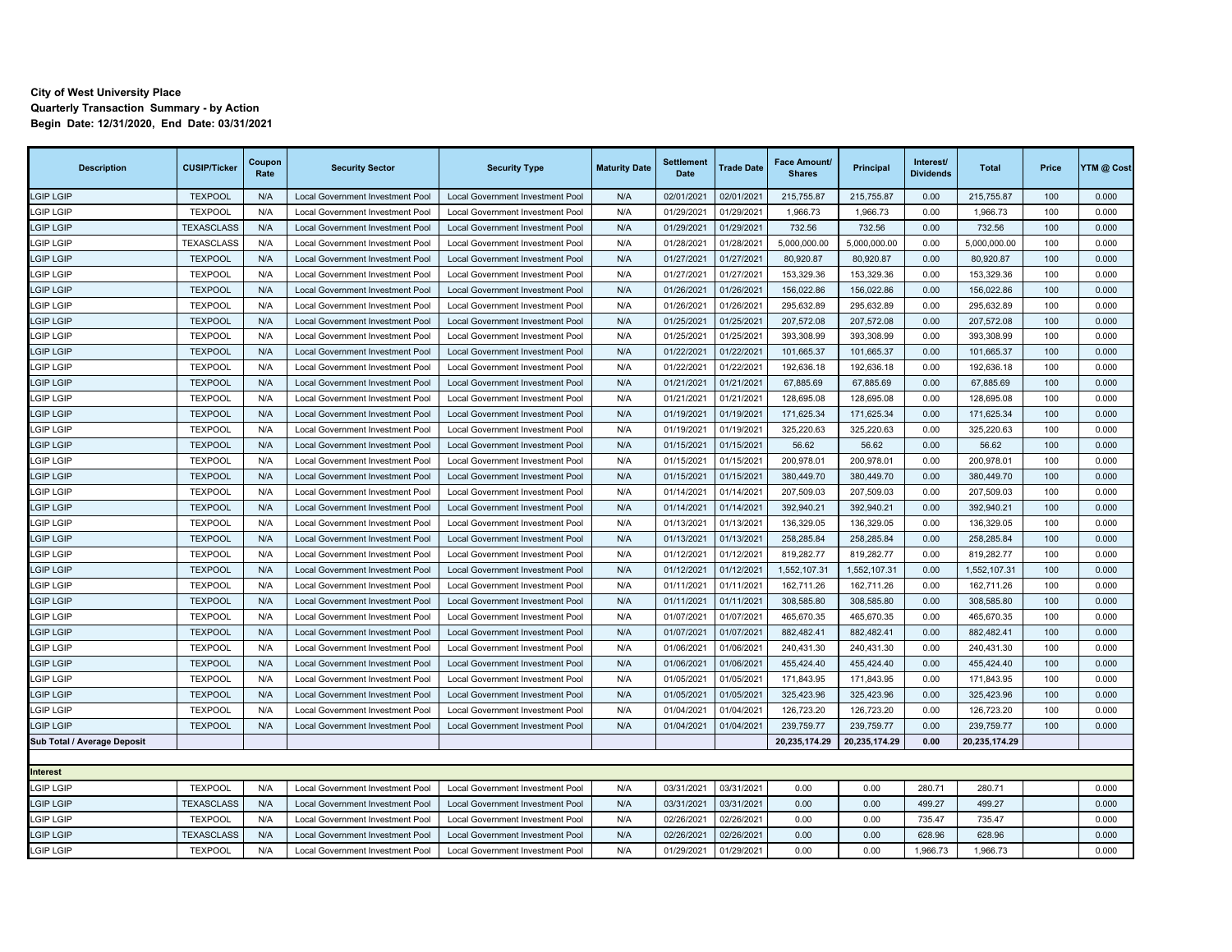**City of West University Place**
**Quarterly Transaction Summary - by Action**
**Begin Date: 12/31/2020, End Date: 03/31/2021**

| Description | CUSIP/Ticker | Coupon Rate | Security Sector | Security Type | Maturity Date | Settlement Date | Trade Date | Face Amount/ Shares | Principal | Interest/ Dividends | Total | Price | YTM @ Cost |
|---|---|---|---|---|---|---|---|---|---|---|---|---|---|
| LGIP LGIP | TEXPOOL | N/A | Local Government Investment Pool | Local Government Investment Pool | N/A | 02/01/2021 | 02/01/2021 | 215,755.87 | 215,755.87 | 0.00 | 215,755.87 | 100 | 0.000 |
| LGIP LGIP | TEXPOOL | N/A | Local Government Investment Pool | Local Government Investment Pool | N/A | 01/29/2021 | 01/29/2021 | 1,966.73 | 1,966.73 | 0.00 | 1,966.73 | 100 | 0.000 |
| LGIP LGIP | TEXASCLASS | N/A | Local Government Investment Pool | Local Government Investment Pool | N/A | 01/29/2021 | 01/29/2021 | 732.56 | 732.56 | 0.00 | 732.56 | 100 | 0.000 |
| LGIP LGIP | TEXASCLASS | N/A | Local Government Investment Pool | Local Government Investment Pool | N/A | 01/28/2021 | 01/28/2021 | 5,000,000.00 | 5,000,000.00 | 0.00 | 5,000,000.00 | 100 | 0.000 |
| LGIP LGIP | TEXPOOL | N/A | Local Government Investment Pool | Local Government Investment Pool | N/A | 01/27/2021 | 01/27/2021 | 80,920.87 | 80,920.87 | 0.00 | 80,920.87 | 100 | 0.000 |
| LGIP LGIP | TEXPOOL | N/A | Local Government Investment Pool | Local Government Investment Pool | N/A | 01/27/2021 | 01/27/2021 | 153,329.36 | 153,329.36 | 0.00 | 153,329.36 | 100 | 0.000 |
| LGIP LGIP | TEXPOOL | N/A | Local Government Investment Pool | Local Government Investment Pool | N/A | 01/26/2021 | 01/26/2021 | 156,022.86 | 156,022.86 | 0.00 | 156,022.86 | 100 | 0.000 |
| LGIP LGIP | TEXPOOL | N/A | Local Government Investment Pool | Local Government Investment Pool | N/A | 01/26/2021 | 01/26/2021 | 295,632.89 | 295,632.89 | 0.00 | 295,632.89 | 100 | 0.000 |
| LGIP LGIP | TEXPOOL | N/A | Local Government Investment Pool | Local Government Investment Pool | N/A | 01/25/2021 | 01/25/2021 | 207,572.08 | 207,572.08 | 0.00 | 207,572.08 | 100 | 0.000 |
| LGIP LGIP | TEXPOOL | N/A | Local Government Investment Pool | Local Government Investment Pool | N/A | 01/25/2021 | 01/25/2021 | 393,308.99 | 393,308.99 | 0.00 | 393,308.99 | 100 | 0.000 |
| LGIP LGIP | TEXPOOL | N/A | Local Government Investment Pool | Local Government Investment Pool | N/A | 01/22/2021 | 01/22/2021 | 101,665.37 | 101,665.37 | 0.00 | 101,665.37 | 100 | 0.000 |
| LGIP LGIP | TEXPOOL | N/A | Local Government Investment Pool | Local Government Investment Pool | N/A | 01/22/2021 | 01/22/2021 | 192,636.18 | 192,636.18 | 0.00 | 192,636.18 | 100 | 0.000 |
| LGIP LGIP | TEXPOOL | N/A | Local Government Investment Pool | Local Government Investment Pool | N/A | 01/21/2021 | 01/21/2021 | 67,885.69 | 67,885.69 | 0.00 | 67,885.69 | 100 | 0.000 |
| LGIP LGIP | TEXPOOL | N/A | Local Government Investment Pool | Local Government Investment Pool | N/A | 01/21/2021 | 01/21/2021 | 128,695.08 | 128,695.08 | 0.00 | 128,695.08 | 100 | 0.000 |
| LGIP LGIP | TEXPOOL | N/A | Local Government Investment Pool | Local Government Investment Pool | N/A | 01/19/2021 | 01/19/2021 | 171,625.34 | 171,625.34 | 0.00 | 171,625.34 | 100 | 0.000 |
| LGIP LGIP | TEXPOOL | N/A | Local Government Investment Pool | Local Government Investment Pool | N/A | 01/19/2021 | 01/19/2021 | 325,220.63 | 325,220.63 | 0.00 | 325,220.63 | 100 | 0.000 |
| LGIP LGIP | TEXPOOL | N/A | Local Government Investment Pool | Local Government Investment Pool | N/A | 01/15/2021 | 01/15/2021 | 56.62 | 56.62 | 0.00 | 56.62 | 100 | 0.000 |
| LGIP LGIP | TEXPOOL | N/A | Local Government Investment Pool | Local Government Investment Pool | N/A | 01/15/2021 | 01/15/2021 | 200,978.01 | 200,978.01 | 0.00 | 200,978.01 | 100 | 0.000 |
| LGIP LGIP | TEXPOOL | N/A | Local Government Investment Pool | Local Government Investment Pool | N/A | 01/15/2021 | 01/15/2021 | 380,449.70 | 380,449.70 | 0.00 | 380,449.70 | 100 | 0.000 |
| LGIP LGIP | TEXPOOL | N/A | Local Government Investment Pool | Local Government Investment Pool | N/A | 01/14/2021 | 01/14/2021 | 207,509.03 | 207,509.03 | 0.00 | 207,509.03 | 100 | 0.000 |
| LGIP LGIP | TEXPOOL | N/A | Local Government Investment Pool | Local Government Investment Pool | N/A | 01/14/2021 | 01/14/2021 | 392,940.21 | 392,940.21 | 0.00 | 392,940.21 | 100 | 0.000 |
| LGIP LGIP | TEXPOOL | N/A | Local Government Investment Pool | Local Government Investment Pool | N/A | 01/13/2021 | 01/13/2021 | 136,329.05 | 136,329.05 | 0.00 | 136,329.05 | 100 | 0.000 |
| LGIP LGIP | TEXPOOL | N/A | Local Government Investment Pool | Local Government Investment Pool | N/A | 01/13/2021 | 01/13/2021 | 258,285.84 | 258,285.84 | 0.00 | 258,285.84 | 100 | 0.000 |
| LGIP LGIP | TEXPOOL | N/A | Local Government Investment Pool | Local Government Investment Pool | N/A | 01/12/2021 | 01/12/2021 | 819,282.77 | 819,282.77 | 0.00 | 819,282.77 | 100 | 0.000 |
| LGIP LGIP | TEXPOOL | N/A | Local Government Investment Pool | Local Government Investment Pool | N/A | 01/12/2021 | 01/12/2021 | 1,552,107.31 | 1,552,107.31 | 0.00 | 1,552,107.31 | 100 | 0.000 |
| LGIP LGIP | TEXPOOL | N/A | Local Government Investment Pool | Local Government Investment Pool | N/A | 01/11/2021 | 01/11/2021 | 162,711.26 | 162,711.26 | 0.00 | 162,711.26 | 100 | 0.000 |
| LGIP LGIP | TEXPOOL | N/A | Local Government Investment Pool | Local Government Investment Pool | N/A | 01/11/2021 | 01/11/2021 | 308,585.80 | 308,585.80 | 0.00 | 308,585.80 | 100 | 0.000 |
| LGIP LGIP | TEXPOOL | N/A | Local Government Investment Pool | Local Government Investment Pool | N/A | 01/07/2021 | 01/07/2021 | 465,670.35 | 465,670.35 | 0.00 | 465,670.35 | 100 | 0.000 |
| LGIP LGIP | TEXPOOL | N/A | Local Government Investment Pool | Local Government Investment Pool | N/A | 01/07/2021 | 01/07/2021 | 882,482.41 | 882,482.41 | 0.00 | 882,482.41 | 100 | 0.000 |
| LGIP LGIP | TEXPOOL | N/A | Local Government Investment Pool | Local Government Investment Pool | N/A | 01/06/2021 | 01/06/2021 | 240,431.30 | 240,431.30 | 0.00 | 240,431.30 | 100 | 0.000 |
| LGIP LGIP | TEXPOOL | N/A | Local Government Investment Pool | Local Government Investment Pool | N/A | 01/06/2021 | 01/06/2021 | 455,424.40 | 455,424.40 | 0.00 | 455,424.40 | 100 | 0.000 |
| LGIP LGIP | TEXPOOL | N/A | Local Government Investment Pool | Local Government Investment Pool | N/A | 01/05/2021 | 01/05/2021 | 171,843.95 | 171,843.95 | 0.00 | 171,843.95 | 100 | 0.000 |
| LGIP LGIP | TEXPOOL | N/A | Local Government Investment Pool | Local Government Investment Pool | N/A | 01/05/2021 | 01/05/2021 | 325,423.96 | 325,423.96 | 0.00 | 325,423.96 | 100 | 0.000 |
| LGIP LGIP | TEXPOOL | N/A | Local Government Investment Pool | Local Government Investment Pool | N/A | 01/04/2021 | 01/04/2021 | 126,723.20 | 126,723.20 | 0.00 | 126,723.20 | 100 | 0.000 |
| LGIP LGIP | TEXPOOL | N/A | Local Government Investment Pool | Local Government Investment Pool | N/A | 01/04/2021 | 01/04/2021 | 239,759.77 | 239,759.77 | 0.00 | 239,759.77 | 100 | 0.000 |
| **Sub Total / Average Deposit** | | | | | | | | **20,235,174.29** | **20,235,174.29** | **0.00** | **20,235,174.29** | | |
| | | | | | | | | | | | | | |
| **Interest** | | | | | | | | | | | | | |
| LGIP LGIP | TEXPOOL | N/A | Local Government Investment Pool | Local Government Investment Pool | N/A | 03/31/2021 | 03/31/2021 | 0.00 | 0.00 | 280.71 | 280.71 | | 0.000 |
| LGIP LGIP | TEXASCLASS | N/A | Local Government Investment Pool | Local Government Investment Pool | N/A | 03/31/2021 | 03/31/2021 | 0.00 | 0.00 | 499.27 | 499.27 | | 0.000 |
| LGIP LGIP | TEXPOOL | N/A | Local Government Investment Pool | Local Government Investment Pool | N/A | 02/26/2021 | 02/26/2021 | 0.00 | 0.00 | 735.47 | 735.47 | | 0.000 |
| LGIP LGIP | TEXASCLASS | N/A | Local Government Investment Pool | Local Government Investment Pool | N/A | 02/26/2021 | 02/26/2021 | 0.00 | 0.00 | 628.96 | 628.96 | | 0.000 |
| LGIP LGIP | TEXPOOL | N/A | Local Government Investment Pool | Local Government Investment Pool | N/A | 01/29/2021 | 01/29/2021 | 0.00 | 0.00 | 1,966.73 | 1,966.73 | | 0.000 |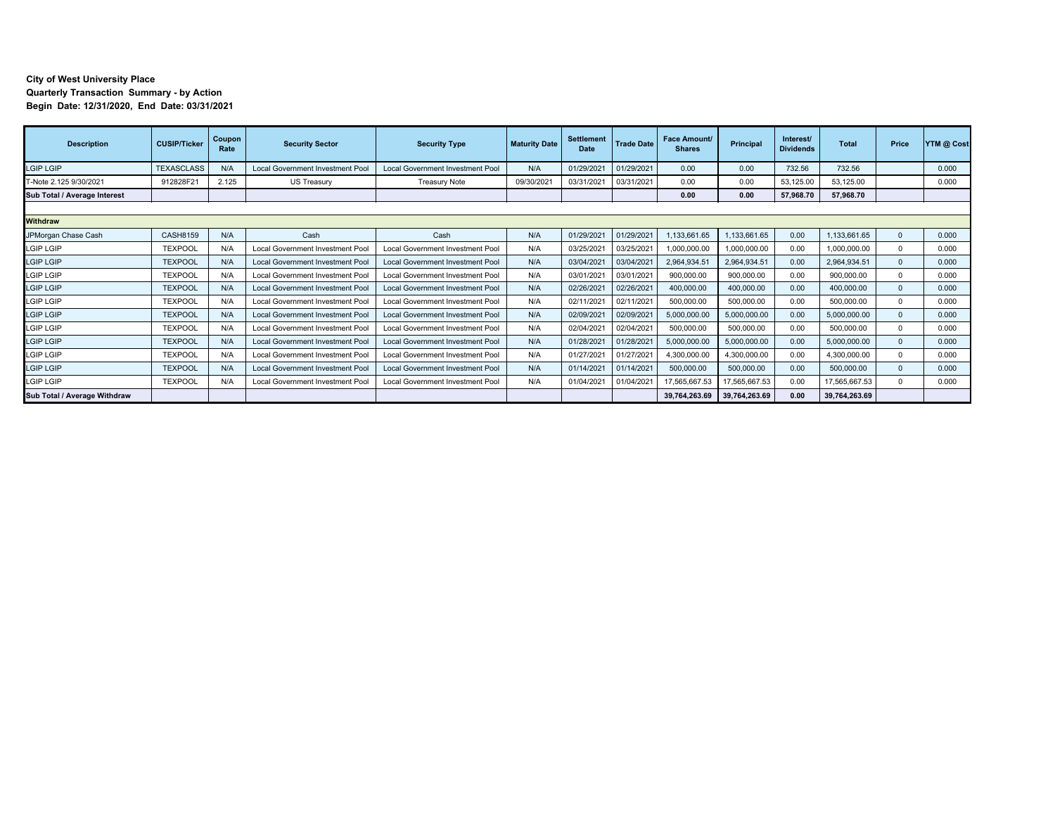**City of West University Place**
**Quarterly Transaction Summary - by Action**
**Begin Date: 12/31/2020, End Date: 03/31/2021**

| Description | CUSIP/Ticker | Coupon Rate | Security Sector | Security Type | Maturity Date | Settlement Date | Trade Date | Face Amount/ Shares | Principal | Interest/ Dividends | Total | Price | YTM @ Cost |
|---|---|---|---|---|---|---|---|---|---|---|---|---|---|
| LGIP LGIP | TEXASCLASS | N/A | Local Government Investment Pool | Local Government Investment Pool | N/A | 01/29/2021 | 01/29/2021 | 0.00 | 0.00 | 732.56 | 732.56 | | 0.000 |
| T-Note 2.125 9/30/2021 | 912828F21 | 2.125 | US Treasury | Treasury Note | 09/30/2021 | 03/31/2021 | 03/31/2021 | 0.00 | 0.00 | 53,125.00 | 53,125.00 | | 0.000 |
| **Sub Total / Average Interest** | | | | | | | | **0.00** | **0.00** | **57,968.70** | **57,968.70** | | |
| | | | | | | | | | | | | | |
| **Withdraw** | | | | | | | | | | | | | |
| JPMorgan Chase Cash | CASH8159 | N/A | Cash | Cash | N/A | 01/29/2021 | 01/29/2021 | 1,133,661.65 | 1,133,661.65 | 0.00 | 1,133,661.65 | 0 | 0.000 |
| LGIP LGIP | TEXPOOL | N/A | Local Government Investment Pool | Local Government Investment Pool | N/A | 03/25/2021 | 03/25/2021 | 1,000,000.00 | 1,000,000.00 | 0.00 | 1,000,000.00 | 0 | 0.000 |
| LGIP LGIP | TEXPOOL | N/A | Local Government Investment Pool | Local Government Investment Pool | N/A | 03/04/2021 | 03/04/2021 | 2,964,934.51 | 2,964,934.51 | 0.00 | 2,964,934.51 | 0 | 0.000 |
| LGIP LGIP | TEXPOOL | N/A | Local Government Investment Pool | Local Government Investment Pool | N/A | 03/01/2021 | 03/01/2021 | 900,000.00 | 900,000.00 | 0.00 | 900,000.00 | 0 | 0.000 |
| LGIP LGIP | TEXPOOL | N/A | Local Government Investment Pool | Local Government Investment Pool | N/A | 02/26/2021 | 02/26/2021 | 400,000.00 | 400,000.00 | 0.00 | 400,000.00 | 0 | 0.000 |
| LGIP LGIP | TEXPOOL | N/A | Local Government Investment Pool | Local Government Investment Pool | N/A | 02/11/2021 | 02/11/2021 | 500,000.00 | 500,000.00 | 0.00 | 500,000.00 | 0 | 0.000 |
| LGIP LGIP | TEXPOOL | N/A | Local Government Investment Pool | Local Government Investment Pool | N/A | 02/09/2021 | 02/09/2021 | 5,000,000.00 | 5,000,000.00 | 0.00 | 5,000,000.00 | 0 | 0.000 |
| LGIP LGIP | TEXPOOL | N/A | Local Government Investment Pool | Local Government Investment Pool | N/A | 02/04/2021 | 02/04/2021 | 500,000.00 | 500,000.00 | 0.00 | 500,000.00 | 0 | 0.000 |
| LGIP LGIP | TEXPOOL | N/A | Local Government Investment Pool | Local Government Investment Pool | N/A | 01/28/2021 | 01/28/2021 | 5,000,000.00 | 5,000,000.00 | 0.00 | 5,000,000.00 | 0 | 0.000 |
| LGIP LGIP | TEXPOOL | N/A | Local Government Investment Pool | Local Government Investment Pool | N/A | 01/27/2021 | 01/27/2021 | 4,300,000.00 | 4,300,000.00 | 0.00 | 4,300,000.00 | 0 | 0.000 |
| LGIP LGIP | TEXPOOL | N/A | Local Government Investment Pool | Local Government Investment Pool | N/A | 01/14/2021 | 01/14/2021 | 500,000.00 | 500,000.00 | 0.00 | 500,000.00 | 0 | 0.000 |
| LGIP LGIP | TEXPOOL | N/A | Local Government Investment Pool | Local Government Investment Pool | N/A | 01/04/2021 | 01/04/2021 | 17,565,667.53 | 17,565,667.53 | 0.00 | 17,565,667.53 | 0 | 0.000 |
| **Sub Total / Average Withdraw** | | | | | | | | **39,764,263.69** | **39,764,263.69** | **0.00** | **39,764,263.69** | | |